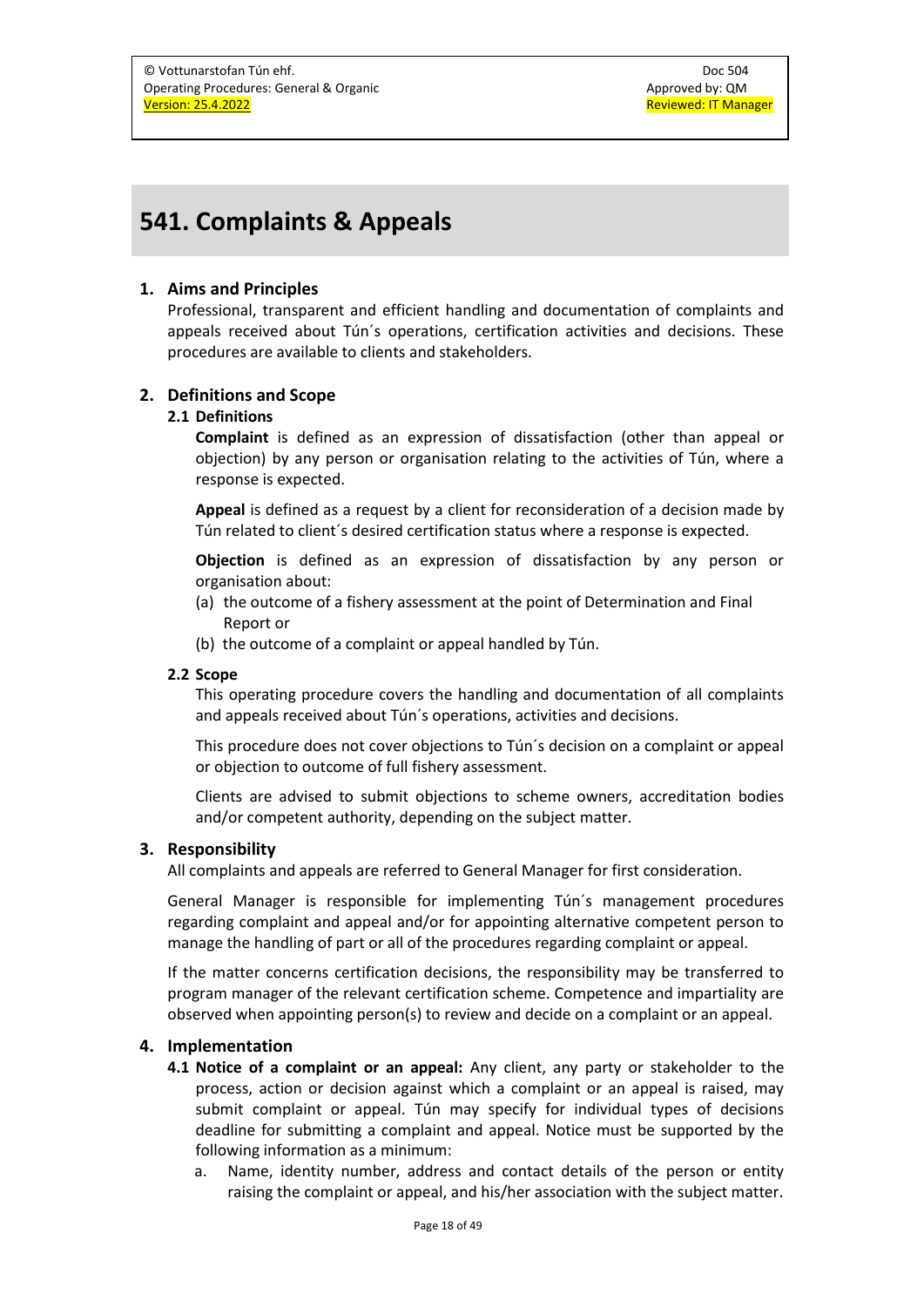# 541. Complaints & Appeals

## 1. Aims and Principles

Professional, transparent and efficient handling and documentation of complaints and appeals received about Tún´s operations, certification activities and decisions. These procedures are available to clients and stakeholders.

## 2. Definitions and Scope

### 2.1 Definitions

**Complaint** is defined as an expression of dissatisfaction (other than appeal or objection) by any person or organisation relating to the activities of Tún, where a response is expected.

**Appeal** is defined as a request by a client for reconsideration of a decision made by Tún related to client´s desired certification status where a response is expected.

**Objection** is defined as an expression of dissatisfaction by any person or organisation about:

(a) the outcome of a fishery assessment at the point of Determination and Final Report or
(b) the outcome of a complaint or appeal handled by Tún.

### 2.2 Scope

This operating procedure covers the handling and documentation of all complaints and appeals received about Tún´s operations, activities and decisions.

This procedure does not cover objections to Tún´s decision on a complaint or appeal or objection to outcome of full fishery assessment.

Clients are advised to submit objections to scheme owners, accreditation bodies and/or competent authority, depending on the subject matter.

## 3. Responsibility

All complaints and appeals are referred to General Manager for first consideration.

General Manager is responsible for implementing Tún´s management procedures regarding complaint and appeal and/or for appointing alternative competent person to manage the handling of part or all of the procedures regarding complaint or appeal.

If the matter concerns certification decisions, the responsibility may be transferred to program manager of the relevant certification scheme. Competence and impartiality are observed when appointing person(s) to review and decide on a complaint or an appeal.

## 4. Implementation

**4.1 Notice of a complaint or an appeal:** Any client, any party or stakeholder to the process, action or decision against which a complaint or an appeal is raised, may submit complaint or appeal. Tún may specify for individual types of decisions deadline for submitting a complaint and appeal. Notice must be supported by the following information as a minimum:

a. Name, identity number, address and contact details of the person or entity raising the complaint or appeal, and his/her association with the subject matter.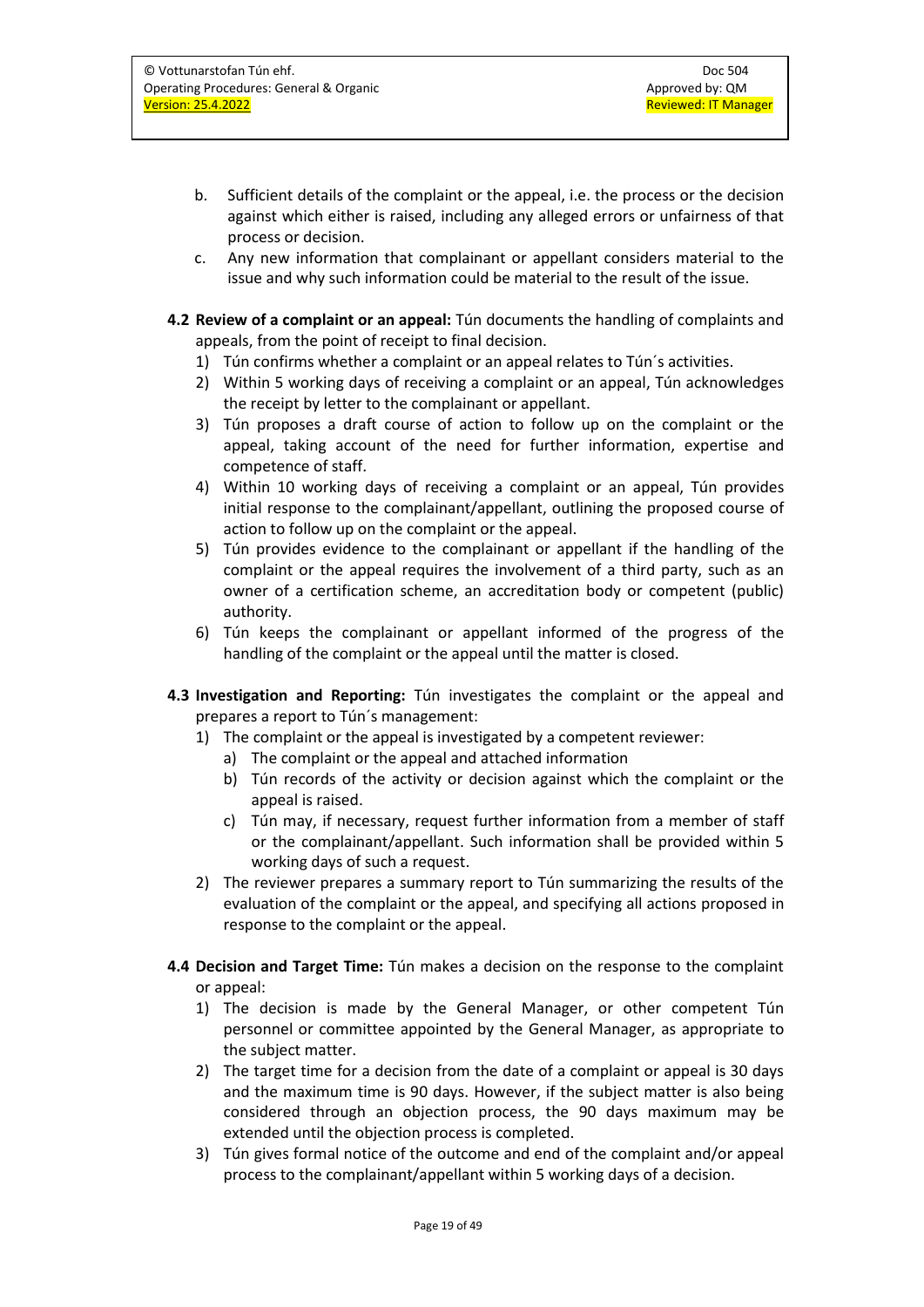b. Sufficient details of the complaint or the appeal, i.e. the process or the decision against which either is raised, including any alleged errors or unfairness of that process or decision.

c. Any new information that complainant or appellant considers material to the issue and why such information could be material to the result of the issue.

**4.2 Review of a complaint or an appeal:** Tún documents the handling of complaints and appeals, from the point of receipt to final decision.

1) Tún confirms whether a complaint or an appeal relates to Tún´s activities.
2) Within 5 working days of receiving a complaint or an appeal, Tún acknowledges the receipt by letter to the complainant or appellant.
3) Tún proposes a draft course of action to follow up on the complaint or the appeal, taking account of the need for further information, expertise and competence of staff.
4) Within 10 working days of receiving a complaint or an appeal, Tún provides initial response to the complainant/appellant, outlining the proposed course of action to follow up on the complaint or the appeal.
5) Tún provides evidence to the complainant or appellant if the handling of the complaint or the appeal requires the involvement of a third party, such as an owner of a certification scheme, an accreditation body or competent (public) authority.
6) Tún keeps the complainant or appellant informed of the progress of the handling of the complaint or the appeal until the matter is closed.

**4.3 Investigation and Reporting:** Tún investigates the complaint or the appeal and prepares a report to Tún´s management:

1) The complaint or the appeal is investigated by a competent reviewer:
   a) The complaint or the appeal and attached information
   b) Tún records of the activity or decision against which the complaint or the appeal is raised.
   c) Tún may, if necessary, request further information from a member of staff or the complainant/appellant. Such information shall be provided within 5 working days of such a request.
2) The reviewer prepares a summary report to Tún summarizing the results of the evaluation of the complaint or the appeal, and specifying all actions proposed in response to the complaint or the appeal.

**4.4 Decision and Target Time:** Tún makes a decision on the response to the complaint or appeal:

1) The decision is made by the General Manager, or other competent Tún personnel or committee appointed by the General Manager, as appropriate to the subject matter.
2) The target time for a decision from the date of a complaint or appeal is 30 days and the maximum time is 90 days. However, if the subject matter is also being considered through an objection process, the 90 days maximum may be extended until the objection process is completed.
3) Tún gives formal notice of the outcome and end of the complaint and/or appeal process to the complainant/appellant within 5 working days of a decision.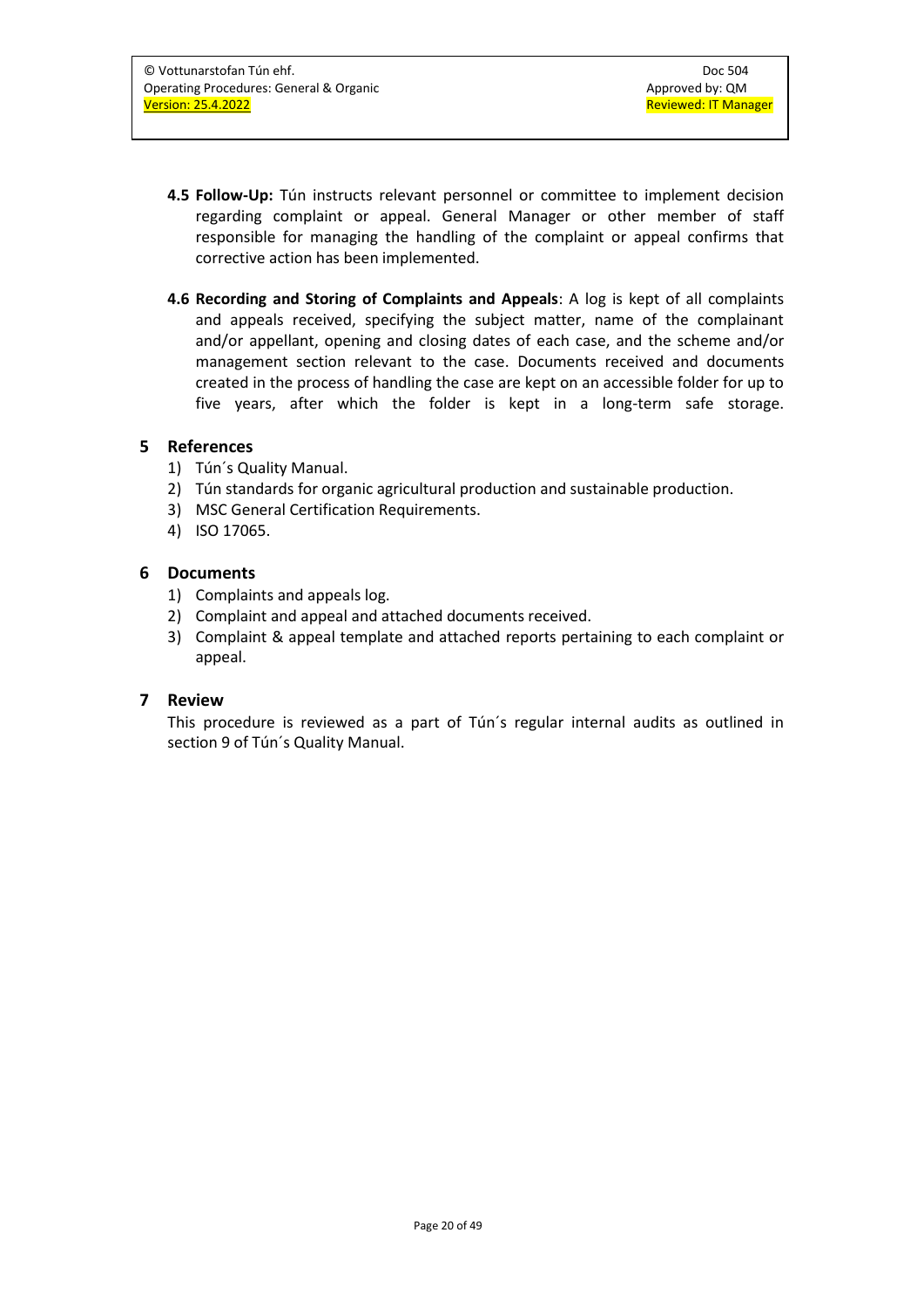**4.5 Follow-Up:** Tún instructs relevant personnel or committee to implement decision regarding complaint or appeal. General Manager or other member of staff responsible for managing the handling of the complaint or appeal confirms that corrective action has been implemented.

**4.6 Recording and Storing of Complaints and Appeals**: A log is kept of all complaints and appeals received, specifying the subject matter, name of the complainant and/or appellant, opening and closing dates of each case, and the scheme and/or management section relevant to the case. Documents received and documents created in the process of handling the case are kept on an accessible folder for up to five years, after which the folder is kept in a long-term safe storage.

## 5 References

1) Tún´s Quality Manual.
2) Tún standards for organic agricultural production and sustainable production.
3) MSC General Certification Requirements.
4) ISO 17065.

## 6 Documents

1) Complaints and appeals log.
2) Complaint and appeal and attached documents received.
3) Complaint & appeal template and attached reports pertaining to each complaint or appeal.

## 7 Review

This procedure is reviewed as a part of Tún´s regular internal audits as outlined in section 9 of Tún´s Quality Manual.